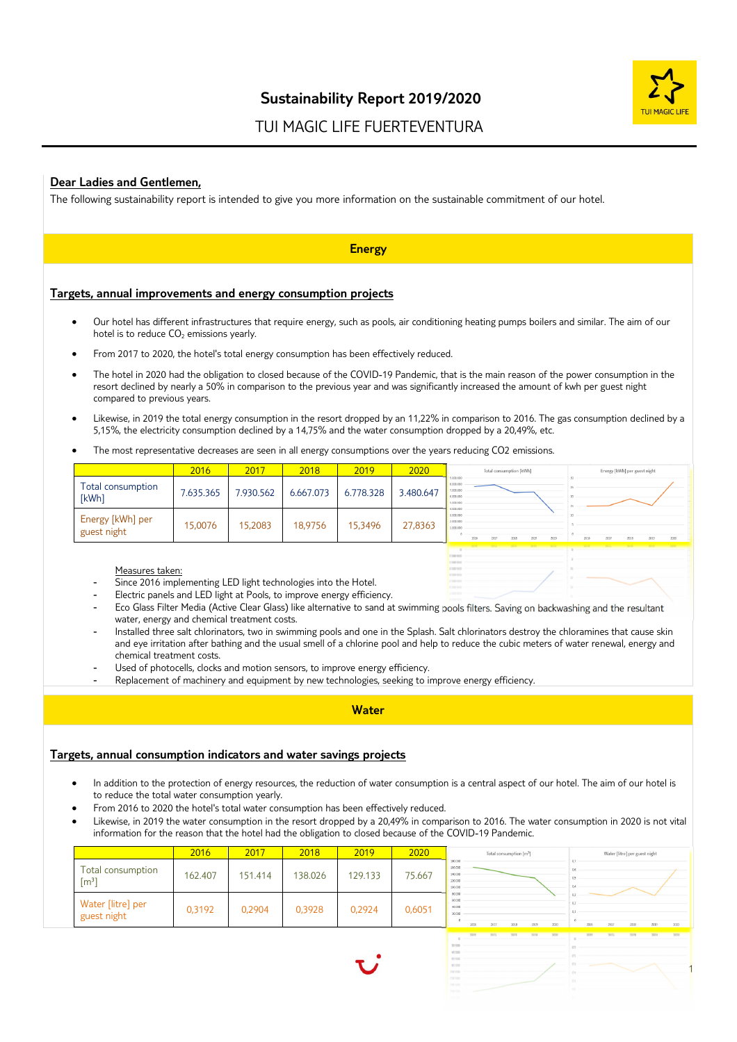# Sustainability Report 2019/2020

## TUI MAGIC LIFE FUERTEVENTURA

**Dear Ladies and Gentlemen,**

The following sustainability report is intended to give you more information on the sustainable commitment of our hotel.

## Energy

### Targets, annual improvements and energy consumption projects

- Our hotel has different infrastructures that require energy, such as pools, air conditioning heating pumps boilers and similar. The aim of our hotel is to reduce $CO_2$ emissions yearly.
- From 2017 to 2020, the hotel's total energy consumption has been effectively reduced.
- The hotel in 2020 had the obligation to closed because of the COVID-19 Pandemic, that is the main reason of the power consumption in the resort declined by nearly a 50% in comparison to the previous year and was significantly increased the amount of kwh per guest night compared to previous years.
- Likewise, in 2019 the total energy consumption in the resort dropped by an 11,22% in comparison to 2016. The gas consumption declined by a 5,15%, the electricity consumption declined by a 14,75% and the water consumption dropped by a 20,49%, etc.
- The most representative decreases are seen in all energy consumptions over the years reducing CO2 emissions.

| | 2016 | 2017 | 2018 | 2019 | 2020 |
|---|---|---|---|---|---|
| Total consumption [kWh] | 7.635.365 | 7.930.562 | 6.667.073 | 6.778.328 | 3.480.647 |
| Energy [kWh] per guest night | 15,0076 | 15,2083 | 18,9756 | 15,3496 | 27,8363 |

Measures taken:

- Since 2016 implementing LED light technologies into the Hotel.
- Electric panels and LED light at Pools, to improve energy efficiency.
- Eco Glass Filter Media (Active Clear Glass) like alternative to sand at swimming pools filters. Saving on backwashing and the resultant water, energy and chemical treatment costs.
- Installed three salt chlorinators, two in swimming pools and one in the Splash. Salt chlorinators destroy the chloramines that cause skin and eye irritation after bathing and the usual smell of a chlorine pool and help to reduce the cubic meters of water renewal, energy and chemical treatment costs.
- Used of photocells, clocks and motion sensors, to improve energy efficiency.
- Replacement of machinery and equipment by new technologies, seeking to improve energy efficiency.

## Water

### Targets, annual consumption indicators and water savings projects

- In addition to the protection of energy resources, the reduction of water consumption is a central aspect of our hotel. The aim of our hotel is to reduce the total water consumption yearly.
- From 2016 to 2020 the hotel's total water consumption has been effectively reduced.
- Likewise, in 2019 the water consumption in the resort dropped by a 20,49% in comparison to 2016. The water consumption in 2020 is not vital information for the reason that the hotel had the obligation to closed because of the COVID-19 Pandemic.

| | 2016 | 2017 | 2018 | 2019 | 2020 |
|---|---|---|---|---|---|
| Total consumption [m³] | 162.407 | 151.414 | 138.026 | 129.133 | 75.667 |
| Water [litre] per guest night | 0,3192 | 0,2904 | 0,3928 | 0,2924 | 0,6051 |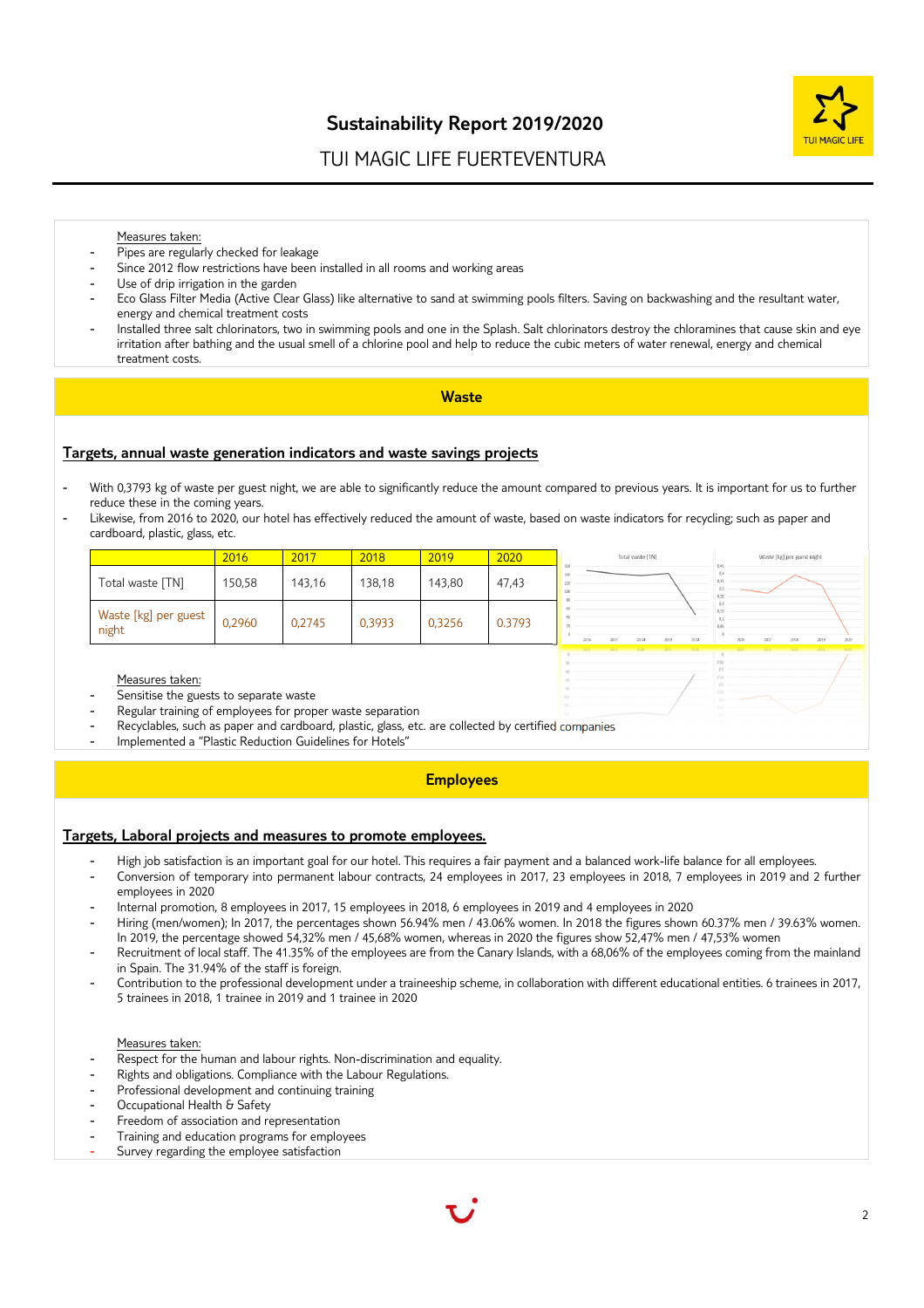Measures taken:

- Pipes are regularly checked for leakage
- Since 2012 flow restrictions have been installed in all rooms and working areas
- Use of drip irrigation in the garden
- Eco Glass Filter Media (Active Clear Glass) like alternative to sand at swimming pools filters. Saving on backwashing and the resultant water, energy and chemical treatment costs
- Installed three salt chlorinators, two in swimming pools and one in the Splash. Salt chlorinators destroy the chloramines that cause skin and eye irritation after bathing and the usual smell of a chlorine pool and help to reduce the cubic meters of water renewal, energy and chemical treatment costs.

## Waste

### Targets, annual waste generation indicators and waste savings projects

- With 0,3793 kg of waste per guest night, we are able to significantly reduce the amount compared to previous years. It is important for us to further reduce these in the coming years.
- Likewise, from 2016 to 2020, our hotel has effectively reduced the amount of waste, based on waste indicators for recycling; such as paper and cardboard, plastic, glass, etc.

| | 2016 | 2017 | 2018 | 2019 | 2020 |
|---|---|---|---|---|---|
| Total waste [TN] | 150,58 | 143,16 | 138,18 | 143,80 | 47,43 |
| Waste [kg] per guest night | 0,2960 | 0,2745 | 0,3933 | 0,3256 | 0.3793 |

Measures taken:

- Sensitise the guests to separate waste
- Regular training of employees for proper waste separation
- Recyclables, such as paper and cardboard, plastic, glass, etc. are collected by certified companies
- Implemented a "Plastic Reduction Guidelines for Hotels"

## Employees

### Targets, Laboral projects and measures to promote employees.

- High job satisfaction is an important goal for our hotel. This requires a fair payment and a balanced work-life balance for all employees.
- Conversion of temporary into permanent labour contracts, 24 employees in 2017, 23 employees in 2018, 7 employees in 2019 and 2 further employees in 2020
- Internal promotion, 8 employees in 2017, 15 employees in 2018, 6 employees in 2019 and 4 employees in 2020
- Hiring (men/women); In 2017, the percentages shown 56.94% men / 43.06% women. In 2018 the figures shown 60.37% men / 39.63% women. In 2019, the percentage showed 54,32% men / 45,68% women, whereas in 2020 the figures show 52,47% men / 47,53% women
- Recruitment of local staff. The 41.35% of the employees are from the Canary Islands, with a 68,06% of the employees coming from the mainland in Spain. The 31.94% of the staff is foreign.
- Contribution to the professional development under a traineeship scheme, in collaboration with different educational entities. 6 trainees in 2017, 5 trainees in 2018, 1 trainee in 2019 and 1 trainee in 2020

Measures taken:

- Respect for the human and labour rights. Non-discrimination and equality.
- Rights and obligations. Compliance with the Labour Regulations.
- Professional development and continuing training
- Occupational Health & Safety
- Freedom of association and representation
- Training and education programs for employees
- Survey regarding the employee satisfaction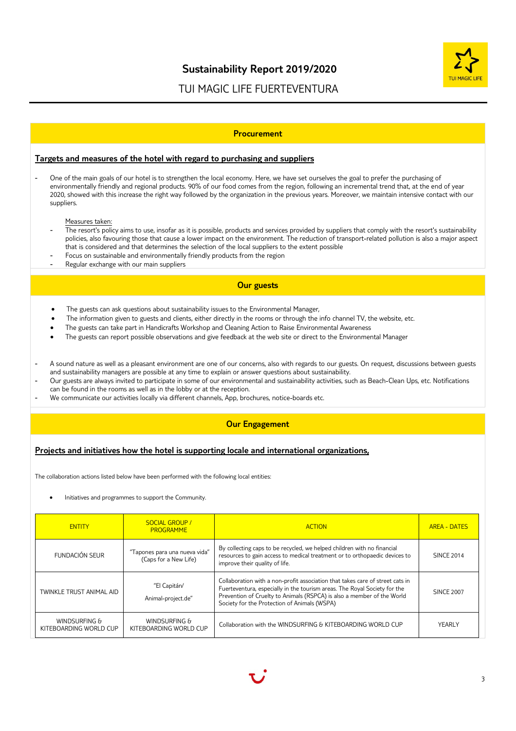## Procurement

**Targets and measures of the hotel with regard to purchasing and suppliers**

- One of the main goals of our hotel is to strengthen the local economy. Here, we have set ourselves the goal to prefer the purchasing of environmentally friendly and regional products. 90% of our food comes from the region, following an incremental trend that, at the end of year 2020, showed with this increase the right way followed by the organization in the previous years. Moreover, we maintain intensive contact with our suppliers.

  Measures taken:
  - The resort's policy aims to use, insofar as it is possible, products and services provided by suppliers that comply with the resort's sustainability policies, also favouring those that cause a lower impact on the environment. The reduction of transport-related pollution is also a major aspect that is considered and that determines the selection of the local suppliers to the extent possible
  - Focus on sustainable and environmentally friendly products from the region
  - Regular exchange with our main suppliers

## Our guests

- The guests can ask questions about sustainability issues to the Environmental Manager,
- The information given to guests and clients, either directly in the rooms or through the info channel TV, the website, etc.
- The guests can take part in Handicrafts Workshop and Cleaning Action to Raise Environmental Awareness
- The guests can report possible observations and give feedback at the web site or direct to the Environmental Manager

- A sound nature as well as a pleasant environment are one of our concerns, also with regards to our guests. On request, discussions between guests and sustainability managers are possible at any time to explain or answer questions about sustainability.
- Our guests are always invited to participate in some of our environmental and sustainability activities, such as Beach-Clean Ups, etc. Notifications can be found in the rooms as well as in the lobby or at the reception.
- We communicate our activities locally via different channels, App, brochures, notice-boards etc.

## Our Engagement

**Projects and initiatives how the hotel is supporting locale and international organizations,**

The collaboration actions listed below have been performed with the following local entities:

- Initiatives and programmes to support the Community.

| ENTITY | SOCIAL GROUP / PROGRAMME | ACTION | AREA - DATES |
|---|---|---|---|
| FUNDACIÓN SEUR | "Tapones para una nueva vida" (Caps for a New Life) | By collecting caps to be recycled, we helped children with no financial resources to gain access to medical treatment or to orthopaedic devices to improve their quality of life. | SINCE 2014 |
| TWINKLE TRUST ANIMAL AID | "El Capitán/ Animal-project.de" | Collaboration with a non-profit association that takes care of street cats in Fuerteventura, especially in the tourism areas. The Royal Society for the Prevention of Cruelty to Animals (RSPCA) is also a member of the World Society for the Protection of Animals (WSPA) | SINCE 2007 |
| WINDSURFING & KITEBOARDING WORLD CUP | WINDSURFING & KITEBOARDING WORLD CUP | Collaboration with the WINDSURFING & KITEBOARDING WORLD CUP | YEARLY |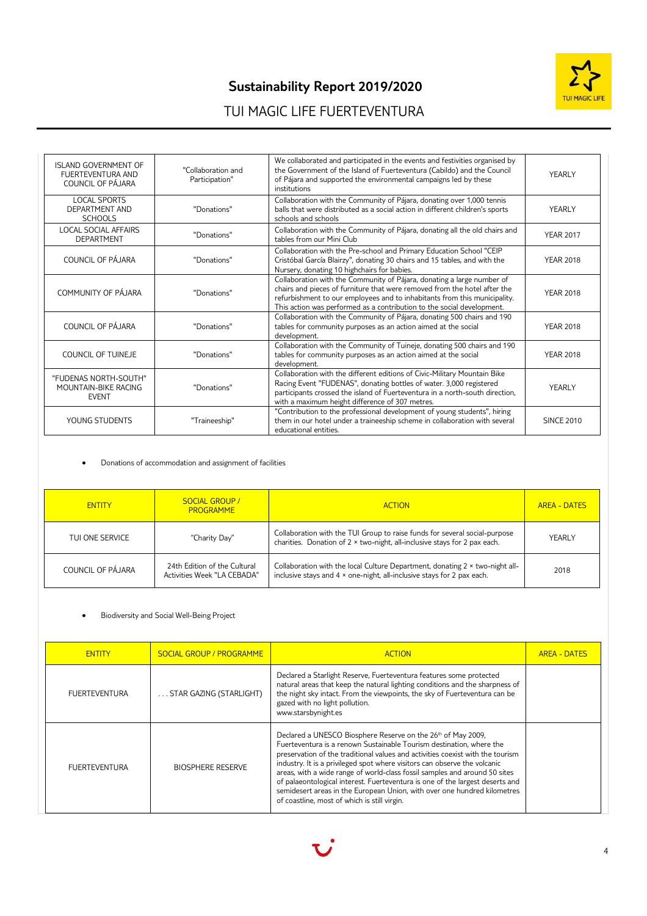| | | | |
|---|---|---|---|
| ISLAND GOVERNMENT OF FUERTEVENTURA AND COUNCIL OF PÁJARA | "Collaboration and Participation" | We collaborated and participated in the events and festivities organised by the Government of the Island of Fuerteventura (Cabildo) and the Council of Pájara and supported the environmental campaigns led by these institutions | YEARLY |
| LOCAL SPORTS DEPARTMENT AND SCHOOLS | "Donations" | Collaboration with the Community of Pájara, donating over 1,000 tennis balls that were distributed as a social action in different children's sports schools and schools | YEARLY |
| LOCAL SOCIAL AFFAIRS DEPARTMENT | "Donations" | Collaboration with the Community of Pájara, donating all the old chairs and tables from our Mini Club | YEAR 2017 |
| COUNCIL OF PÁJARA | "Donations" | Collaboration with the Pre-school and Primary Education School "CEIP Cristóbal García Blairzy", donating 30 chairs and 15 tables, and with the Nursery, donating 10 highchairs for babies. | YEAR 2018 |
| COMMUNITY OF PÁJARA | "Donations" | Collaboration with the Community of Pájara, donating a large number of chairs and pieces of furniture that were removed from the hotel after the refurbishment to our employees and to inhabitants from this municipality. This action was performed as a contribution to the social development. | YEAR 2018 |
| COUNCIL OF PÁJARA | "Donations" | Collaboration with the Community of Pájara, donating 500 chairs and 190 tables for community purposes as an action aimed at the social development. | YEAR 2018 |
| COUNCIL OF TUINEJE | "Donations" | Collaboration with the Community of Tuineje, donating 500 chairs and 190 tables for community purposes as an action aimed at the social development. | YEAR 2018 |
| "FUDENAS NORTH-SOUTH" MOUNTAIN-BIKE RACING EVENT | "Donations" | Collaboration with the different editions of Civic-Military Mountain Bike Racing Event "FUDENAS", donating bottles of water. 3,000 registered participants crossed the island of Fuerteventura in a north-south direction, with a maximum height difference of 307 metres. | YEARLY |
| YOUNG STUDENTS | "Traineeship" | "Contribution to the professional development of young students", hiring them in our hotel under a traineeship scheme in collaboration with several educational entities. | SINCE 2010 |

- Donations of accommodation and assignment of facilities

| ENTITY | SOCIAL GROUP / PROGRAMME | ACTION | AREA - DATES |
|---|---|---|---|
| TUI ONE SERVICE | "Charity Day" | Collaboration with the TUI Group to raise funds for several social-purpose charities. Donation of 2 × two-night, all-inclusive stays for 2 pax each. | YEARLY |
| COUNCIL OF PÁJARA | 24th Edition of the Cultural Activities Week "LA CEBADA" | Collaboration with the local Culture Department, donating 2 × two-night all-inclusive stays and 4 × one-night, all-inclusive stays for 2 pax each. | 2018 |

- Biodiversity and Social Well-Being Project

| ENTITY | SOCIAL GROUP / PROGRAMME | ACTION | AREA - DATES |
|---|---|---|---|
| FUERTEVENTURA | . . . STAR GAZING (STARLIGHT) | Declared a Starlight Reserve, Fuerteventura features some protected natural areas that keep the natural lighting conditions and the sharpness of the night sky intact. From the viewpoints, the sky of Fuerteventura can be gazed with no light pollution. www.starsbynight.es | |
| FUERTEVENTURA | BIOSPHERE RESERVE | Declared a UNESCO Biosphere Reserve on the 26th of May 2009, Fuerteventura is a renown Sustainable Tourism destination, where the preservation of the traditional values and activities coexist with the tourism industry. It is a privileged spot where visitors can observe the volcanic areas, with a wide range of world-class fossil samples and around 50 sites of palaeontological interest. Fuerteventura is one of the largest deserts and semidesert areas in the European Union, with over one hundred kilometres of coastline, most of which is still virgin. | |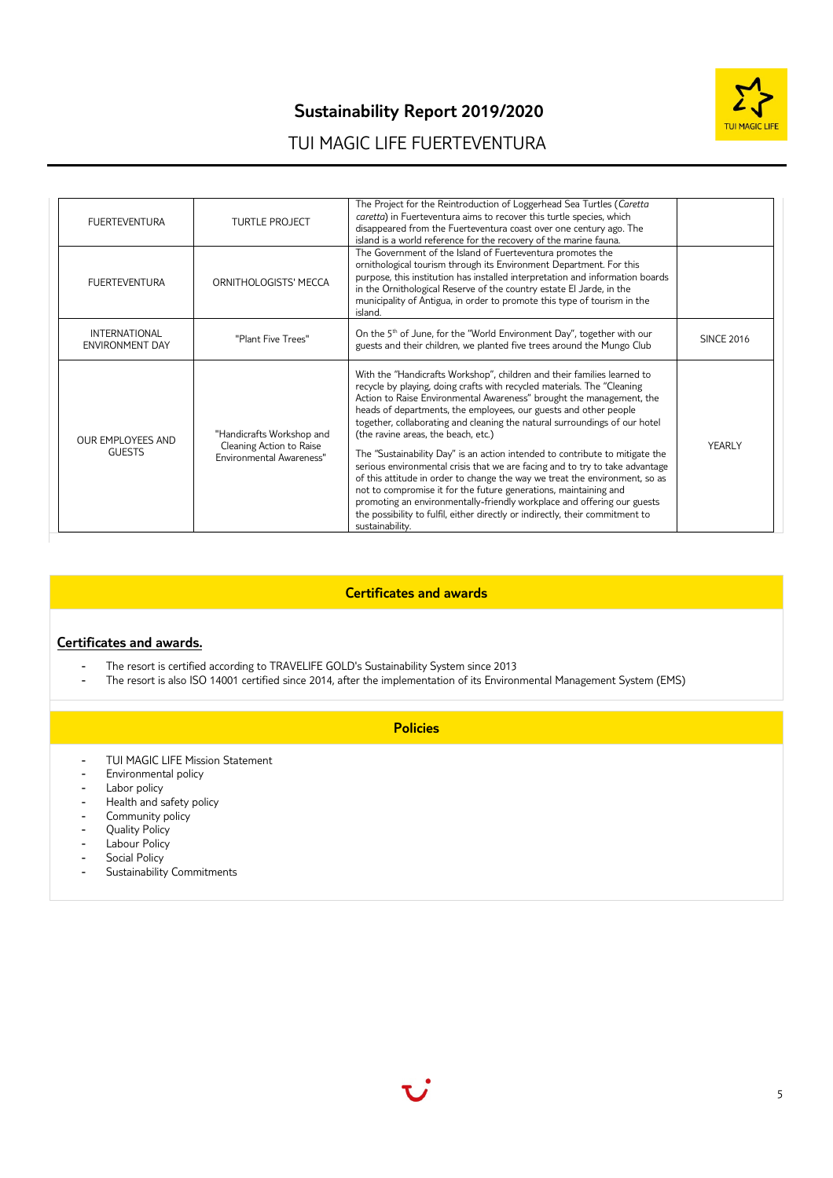| | | | |
|---|---|---|---|
| FUERTEVENTURA | TURTLE PROJECT | The Project for the Reintroduction of Loggerhead Sea Turtles (*Caretta caretta*) in Fuerteventura aims to recover this turtle species, which disappeared from the Fuerteventura coast over one century ago. The island is a world reference for the recovery of the marine fauna. | |
| FUERTEVENTURA | ORNITHOLOGISTS' MECCA | The Government of the Island of Fuerteventura promotes the ornithological tourism through its Environment Department. For this purpose, this institution has installed interpretation and information boards in the Ornithological Reserve of the country estate El Jarde, in the municipality of Antigua, in order to promote this type of tourism in the island. | |
| INTERNATIONAL ENVIRONMENT DAY | "Plant Five Trees" | On the 5th of June, for the "World Environment Day", together with our guests and their children, we planted five trees around the Mungo Club | SINCE 2016 |
| OUR EMPLOYEES AND GUESTS | "Handicrafts Workshop and Cleaning Action to Raise Environmental Awareness" | With the "Handicrafts Workshop", children and their families learned to recycle by playing, doing crafts with recycled materials. The "Cleaning Action to Raise Environmental Awareness" brought the management, the heads of departments, the employees, our guests and other people together, collaborating and cleaning the natural surroundings of our hotel (the ravine areas, the beach, etc.)<br><br>The "Sustainability Day" is an action intended to contribute to mitigate the serious environmental crisis that we are facing and to try to take advantage of this attitude in order to change the way we treat the environment, so as not to compromise it for the future generations, maintaining and promoting an environmentally-friendly workplace and offering our guests the possibility to fulfil, either directly or indirectly, their commitment to sustainability. | YEARLY |

## Certificates and awards

**Certificates and awards.**

- The resort is certified according to TRAVELIFE GOLD's Sustainability System since 2013
- The resort is also ISO 14001 certified since 2014, after the implementation of its Environmental Management System (EMS)

## Policies

- TUI MAGIC LIFE Mission Statement
- Environmental policy
- Labor policy
- Health and safety policy
- Community policy
- Quality Policy
- Labour Policy
- Social Policy
- Sustainability Commitments